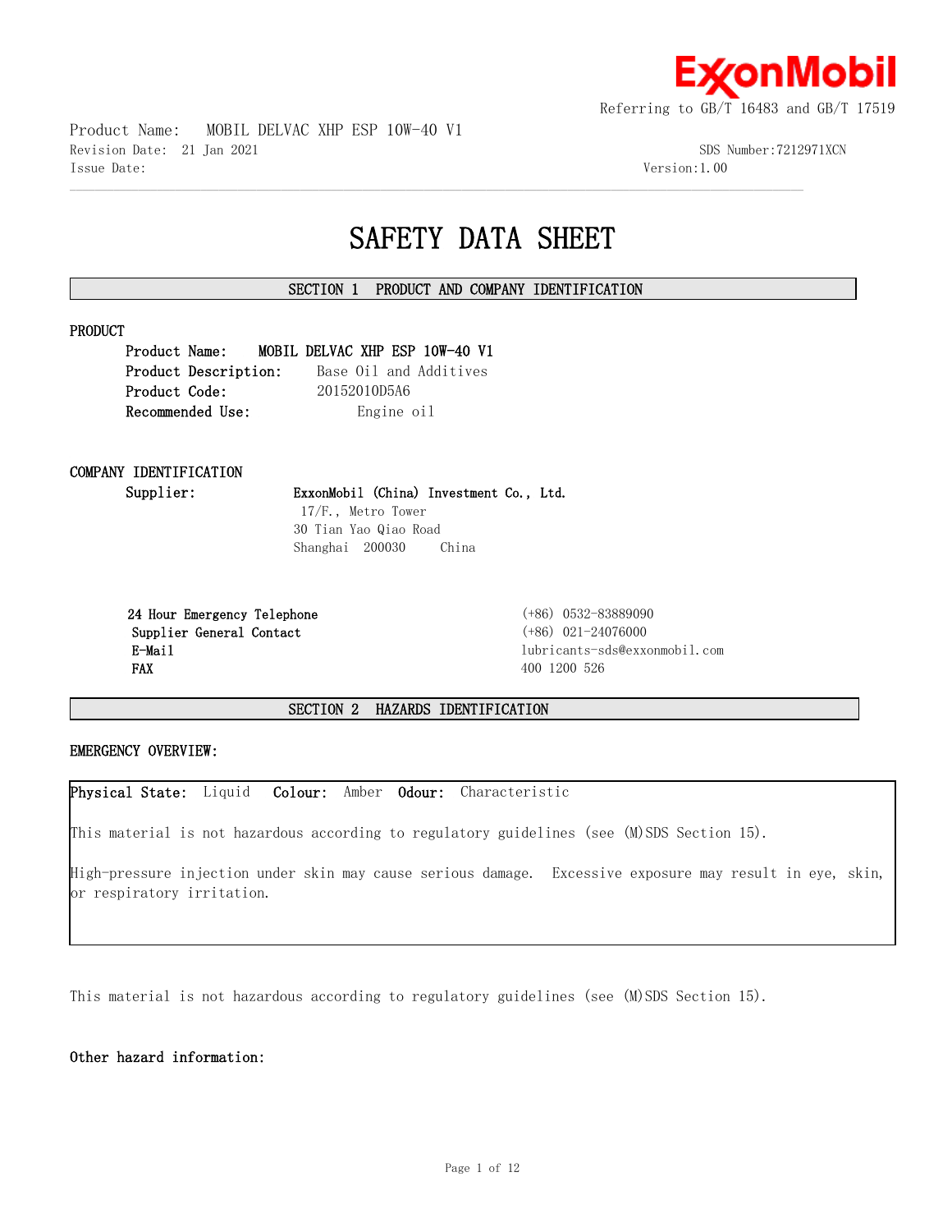Referring to GB/T 16483 and GB/T 17519

Product Name: MOBIL DELVAC XHP ESP 10W-40 V1
Revision Date: 21 Jan 2021 SDS Number:7212971XCN
Issue Date: Version:1.00

# SAFETY DATA SHEET

## SECTION 1 PRODUCT AND COMPANY IDENTIFICATION

### PRODUCT

**Product Name:** **MOBIL DELVAC XHP ESP 10W-40 V1**
**Product Description:** Base Oil and Additives
**Product Code:** 20152010D5A6
**Recommended Use:** Engine oil

### COMPANY IDENTIFICATION

**Supplier:** **ExxonMobil (China) Investment Co., Ltd.**
17/F., Metro Tower
30 Tian Yao Qiao Road
Shanghai 200030 China

| | |
|---|---|
| **24 Hour Emergency Telephone** | (+86) 0532-83889090 |
| **Supplier General Contact** | (+86) 021-24076000 |
| **E-Mail** | lubricants-sds@exxonmobil.com |
| **FAX** | 400 1200 526 |

## SECTION 2 HAZARDS IDENTIFICATION

### EMERGENCY OVERVIEW:

**Physical State:** Liquid **Colour:** Amber **Odour:** Characteristic

This material is not hazardous according to regulatory guidelines (see (M)SDS Section 15).

High-pressure injection under skin may cause serious damage. Excessive exposure may result in eye, skin, or respiratory irritation.

This material is not hazardous according to regulatory guidelines (see (M)SDS Section 15).

**Other hazard information:**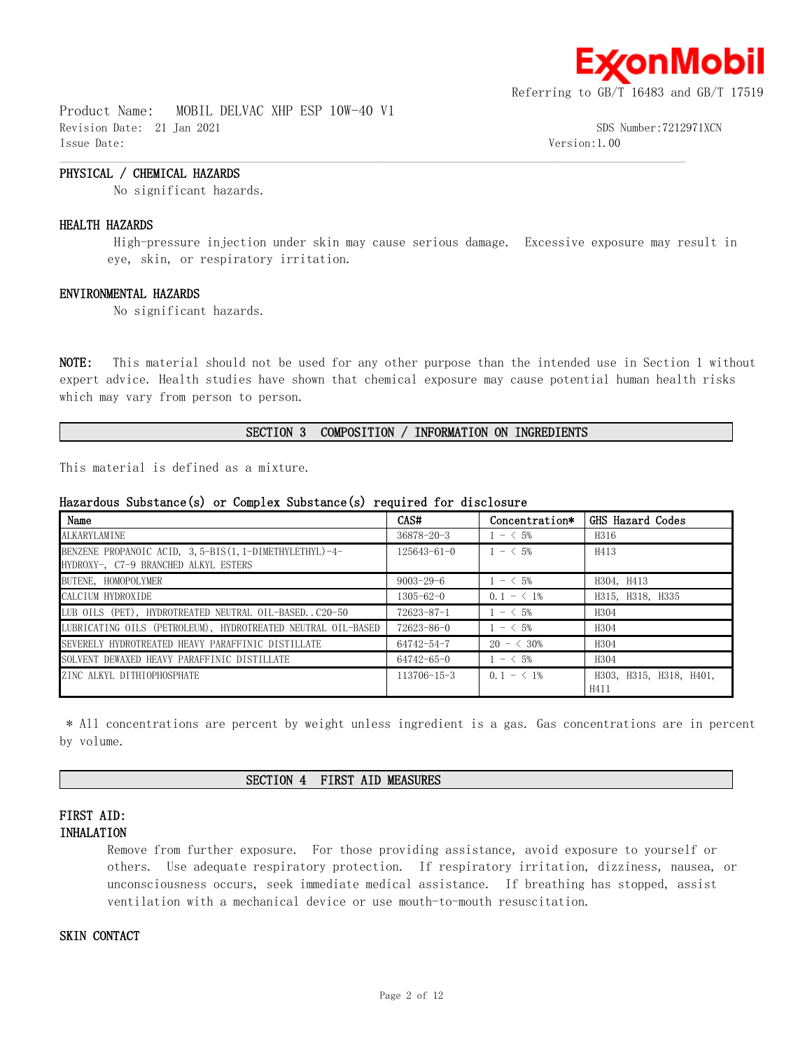## PHYSICAL / CHEMICAL HAZARDS

No significant hazards.

## HEALTH HAZARDS

High-pressure injection under skin may cause serious damage. Excessive exposure may result in eye, skin, or respiratory irritation.

## ENVIRONMENTAL HAZARDS

No significant hazards.

**NOTE:** This material should not be used for any other purpose than the intended use in Section 1 without expert advice. Health studies have shown that chemical exposure may cause potential human health risks which may vary from person to person.

## SECTION 3 COMPOSITION / INFORMATION ON INGREDIENTS

This material is defined as a mixture.

### Hazardous Substance(s) or Complex Substance(s) required for disclosure

| Name | CAS# | Concentration* | GHS Hazard Codes |
|---|---|---|---|
| ALKARYLAMINE | 36878-20-3 | 1 - < 5% | H316 |
| BENZENE PROPANOIC ACID, 3,5-BIS(1,1-DIMETHYLETHYL)-4-HYDROXY-, C7-9 BRANCHED ALKYL ESTERS | 125643-61-0 | 1 - < 5% | H413 |
| BUTENE, HOMOPOLYMER | 9003-29-6 | 1 - < 5% | H304, H413 |
| CALCIUM HYDROXIDE | 1305-62-0 | 0.1 - < 1% | H315, H318, H335 |
| LUB OILS (PET), HYDROTREATED NEUTRAL OIL-BASED..C20-50 | 72623-87-1 | 1 - < 5% | H304 |
| LUBRICATING OILS (PETROLEUM), HYDROTREATED NEUTRAL OIL-BASED | 72623-86-0 | 1 - < 5% | H304 |
| SEVERELY HYDROTREATED HEAVY PARAFFINIC DISTILLATE | 64742-54-7 | 20 - < 30% | H304 |
| SOLVENT DEWAXED HEAVY PARAFFINIC DISTILLATE | 64742-65-0 | 1 - < 5% | H304 |
| ZINC ALKYL DITHIOPHOSPHATE | 113706-15-3 | 0.1 - < 1% | H303, H315, H318, H401, H411 |

\* All concentrations are percent by weight unless ingredient is a gas. Gas concentrations are in percent by volume.

## SECTION 4 FIRST AID MEASURES

### FIRST AID:

### INHALATION

Remove from further exposure. For those providing assistance, avoid exposure to yourself or others. Use adequate respiratory protection. If respiratory irritation, dizziness, nausea, or unconsciousness occurs, seek immediate medical assistance. If breathing has stopped, assist ventilation with a mechanical device or use mouth-to-mouth resuscitation.

### SKIN CONTACT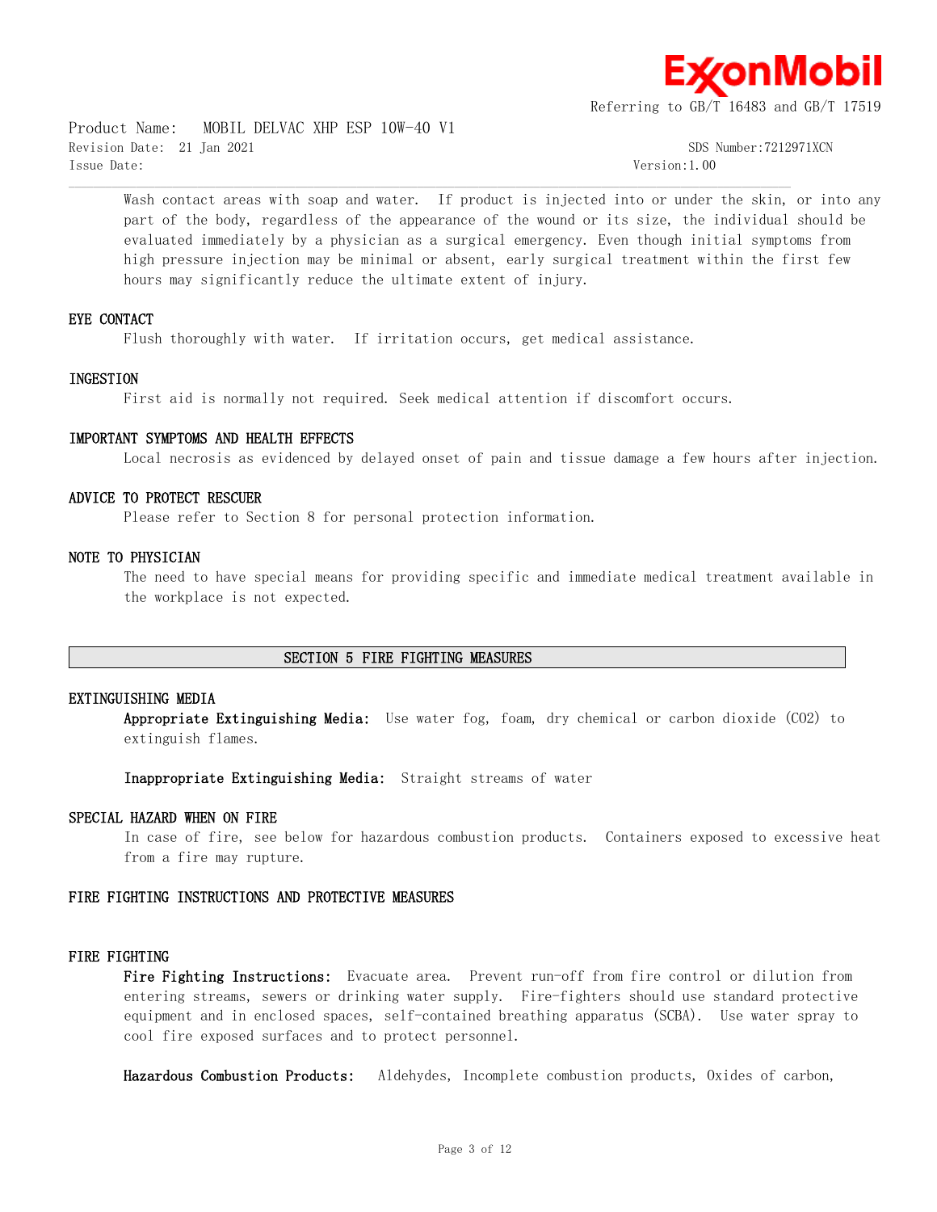Wash contact areas with soap and water. If product is injected into or under the skin, or into any part of the body, regardless of the appearance of the wound or its size, the individual should be evaluated immediately by a physician as a surgical emergency. Even though initial symptoms from high pressure injection may be minimal or absent, early surgical treatment within the first few hours may significantly reduce the ultimate extent of injury.

### EYE CONTACT

Flush thoroughly with water. If irritation occurs, get medical assistance.

### INGESTION

First aid is normally not required. Seek medical attention if discomfort occurs.

### IMPORTANT SYMPTOMS AND HEALTH EFFECTS

Local necrosis as evidenced by delayed onset of pain and tissue damage a few hours after injection.

### ADVICE TO PROTECT RESCUER

Please refer to Section 8 for personal protection information.

### NOTE TO PHYSICIAN

The need to have special means for providing specific and immediate medical treatment available in the workplace is not expected.

## SECTION 5 FIRE FIGHTING MEASURES

### EXTINGUISHING MEDIA

**Appropriate Extinguishing Media:** Use water fog, foam, dry chemical or carbon dioxide ($CO_2$) to extinguish flames.

**Inappropriate Extinguishing Media:** Straight streams of water

### SPECIAL HAZARD WHEN ON FIRE

In case of fire, see below for hazardous combustion products. Containers exposed to excessive heat from a fire may rupture.

### FIRE FIGHTING INSTRUCTIONS AND PROTECTIVE MEASURES

### FIRE FIGHTING

**Fire Fighting Instructions:** Evacuate area. Prevent run-off from fire control or dilution from entering streams, sewers or drinking water supply. Fire-fighters should use standard protective equipment and in enclosed spaces, self-contained breathing apparatus (SCBA). Use water spray to cool fire exposed surfaces and to protect personnel.

**Hazardous Combustion Products:** Aldehydes, Incomplete combustion products, Oxides of carbon,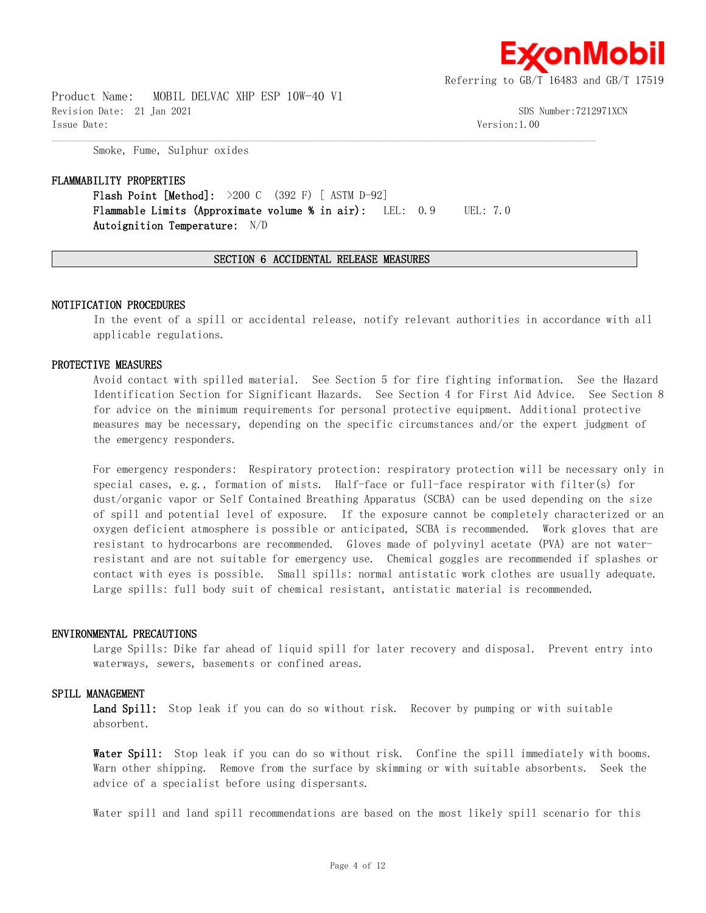Smoke, Fume, Sulphur oxides

## FLAMMABILITY PROPERTIES

**Flash Point [Method]:** >200 C (392 F) [ ASTM D-92]
**Flammable Limits (Approximate volume % in air):** LEL: 0.9 UEL: 7.0
**Autoignition Temperature:** N/D

## SECTION 6 ACCIDENTAL RELEASE MEASURES

### NOTIFICATION PROCEDURES

In the event of a spill or accidental release, notify relevant authorities in accordance with all applicable regulations.

### PROTECTIVE MEASURES

Avoid contact with spilled material. See Section 5 for fire fighting information. See the Hazard Identification Section for Significant Hazards. See Section 4 for First Aid Advice. See Section 8 for advice on the minimum requirements for personal protective equipment. Additional protective measures may be necessary, depending on the specific circumstances and/or the expert judgment of the emergency responders.

For emergency responders: Respiratory protection: respiratory protection will be necessary only in special cases, e.g., formation of mists. Half-face or full-face respirator with filter(s) for dust/organic vapor or Self Contained Breathing Apparatus (SCBA) can be used depending on the size of spill and potential level of exposure. If the exposure cannot be completely characterized or an oxygen deficient atmosphere is possible or anticipated, SCBA is recommended. Work gloves that are resistant to hydrocarbons are recommended. Gloves made of polyvinyl acetate (PVA) are not water-resistant and are not suitable for emergency use. Chemical goggles are recommended if splashes or contact with eyes is possible. Small spills: normal antistatic work clothes are usually adequate. Large spills: full body suit of chemical resistant, antistatic material is recommended.

### ENVIRONMENTAL PRECAUTIONS

Large Spills: Dike far ahead of liquid spill for later recovery and disposal. Prevent entry into waterways, sewers, basements or confined areas.

### SPILL MANAGEMENT

**Land Spill:** Stop leak if you can do so without risk. Recover by pumping or with suitable absorbent.

**Water Spill:** Stop leak if you can do so without risk. Confine the spill immediately with booms. Warn other shipping. Remove from the surface by skimming or with suitable absorbents. Seek the advice of a specialist before using dispersants.

Water spill and land spill recommendations are based on the most likely spill scenario for this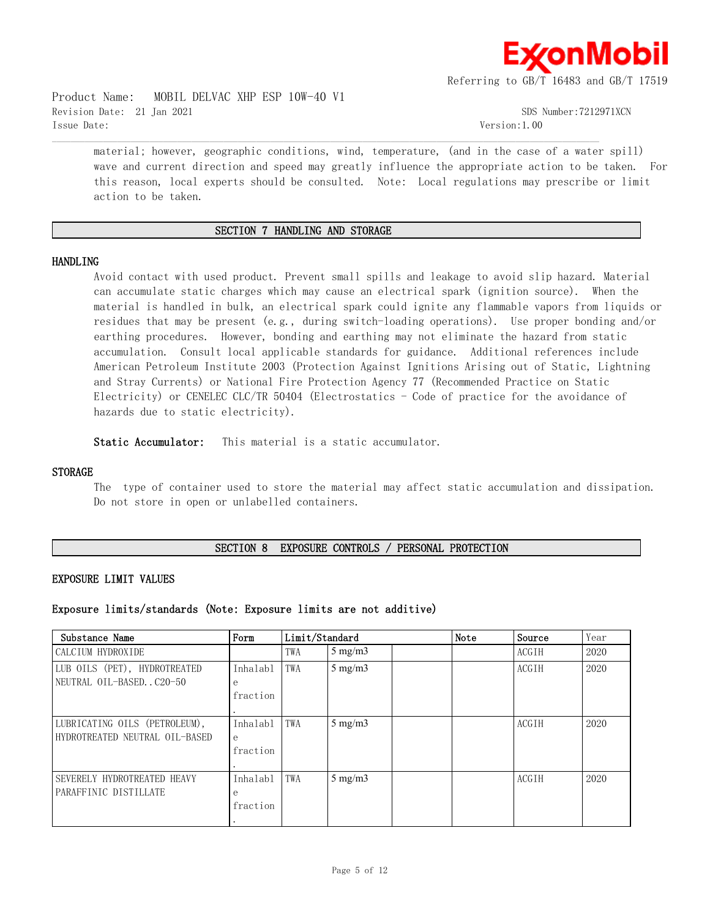material; however, geographic conditions, wind, temperature, (and in the case of a water spill) wave and current direction and speed may greatly influence the appropriate action to be taken. For this reason, local experts should be consulted. Note: Local regulations may prescribe or limit action to be taken.

## SECTION 7 HANDLING AND STORAGE

### HANDLING

Avoid contact with used product. Prevent small spills and leakage to avoid slip hazard. Material can accumulate static charges which may cause an electrical spark (ignition source). When the material is handled in bulk, an electrical spark could ignite any flammable vapors from liquids or residues that may be present (e.g., during switch-loading operations). Use proper bonding and/or earthing procedures. However, bonding and earthing may not eliminate the hazard from static accumulation. Consult local applicable standards for guidance. Additional references include American Petroleum Institute 2003 (Protection Against Ignitions Arising out of Static, Lightning and Stray Currents) or National Fire Protection Agency 77 (Recommended Practice on Static Electricity) or CENELEC CLC/TR 50404 (Electrostatics - Code of practice for the avoidance of hazards due to static electricity).

**Static Accumulator:** This material is a static accumulator.

### STORAGE

The type of container used to store the material may affect static accumulation and dissipation. Do not store in open or unlabelled containers.

## SECTION 8 EXPOSURE CONTROLS / PERSONAL PROTECTION

### EXPOSURE LIMIT VALUES

**Exposure limits/standards (Note: Exposure limits are not additive)**

| Substance Name | Form | Limit/Standard | | | Note | Source | Year |
|---|---|---|---|---|---|---|---|
| CALCIUM HYDROXIDE | | TWA | 5 mg/m3 | | | ACGIH | 2020 |
| LUB OILS (PET), HYDROTREATED NEUTRAL OIL-BASED..C20-50 | Inhalable fraction. | TWA | 5 mg/m3 | | | ACGIH | 2020 |
| LUBRICATING OILS (PETROLEUM), HYDROTREATED NEUTRAL OIL-BASED | Inhalable fraction. | TWA | 5 mg/m3 | | | ACGIH | 2020 |
| SEVERELY HYDROTREATED HEAVY PARAFFINIC DISTILLATE | Inhalable fraction. | TWA | 5 mg/m3 | | | ACGIH | 2020 |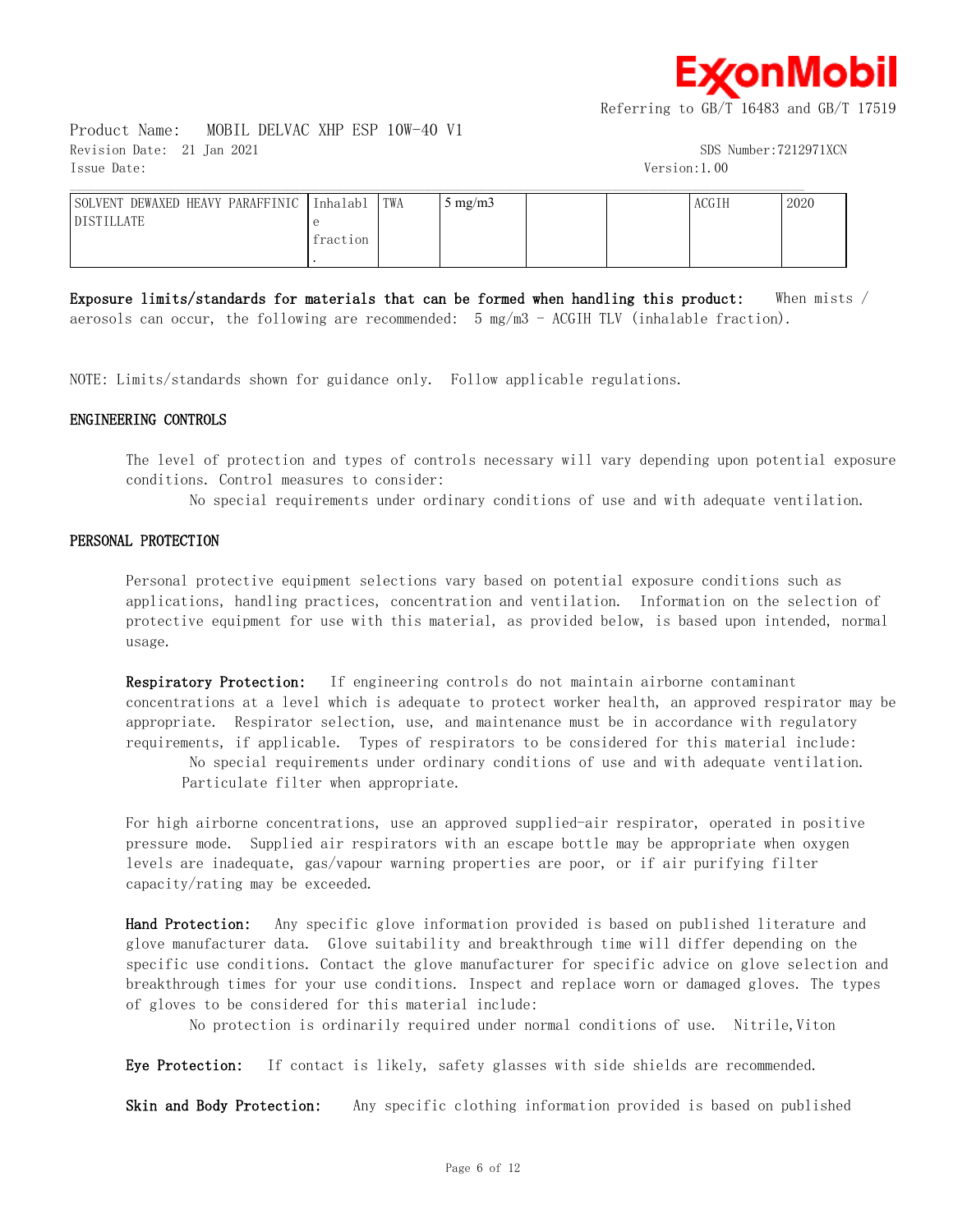| SOLVENT DEWAXED HEAVY PARAFFINIC DISTILLATE | Inhalable fraction. | TWA | 5 mg/m3 | | | ACGIH | 2020 |
|---|---|---|---|---|---|---|---|

**Exposure limits/standards for materials that can be formed when handling this product:** When mists / aerosols can occur, the following are recommended: 5 mg/m3 - ACGIH TLV (inhalable fraction).

NOTE: Limits/standards shown for guidance only. Follow applicable regulations.

## ENGINEERING CONTROLS

The level of protection and types of controls necessary will vary depending upon potential exposure conditions. Control measures to consider:

No special requirements under ordinary conditions of use and with adequate ventilation.

## PERSONAL PROTECTION

Personal protective equipment selections vary based on potential exposure conditions such as applications, handling practices, concentration and ventilation. Information on the selection of protective equipment for use with this material, as provided below, is based upon intended, normal usage.

**Respiratory Protection:** If engineering controls do not maintain airborne contaminant concentrations at a level which is adequate to protect worker health, an approved respirator may be appropriate. Respirator selection, use, and maintenance must be in accordance with regulatory requirements, if applicable. Types of respirators to be considered for this material include:

No special requirements under ordinary conditions of use and with adequate ventilation.
Particulate filter when appropriate.

For high airborne concentrations, use an approved supplied-air respirator, operated in positive pressure mode. Supplied air respirators with an escape bottle may be appropriate when oxygen levels are inadequate, gas/vapour warning properties are poor, or if air purifying filter capacity/rating may be exceeded.

**Hand Protection:** Any specific glove information provided is based on published literature and glove manufacturer data. Glove suitability and breakthrough time will differ depending on the specific use conditions. Contact the glove manufacturer for specific advice on glove selection and breakthrough times for your use conditions. Inspect and replace worn or damaged gloves. The types of gloves to be considered for this material include:

No protection is ordinarily required under normal conditions of use. Nitrile,Viton

**Eye Protection:** If contact is likely, safety glasses with side shields are recommended.

**Skin and Body Protection:** Any specific clothing information provided is based on published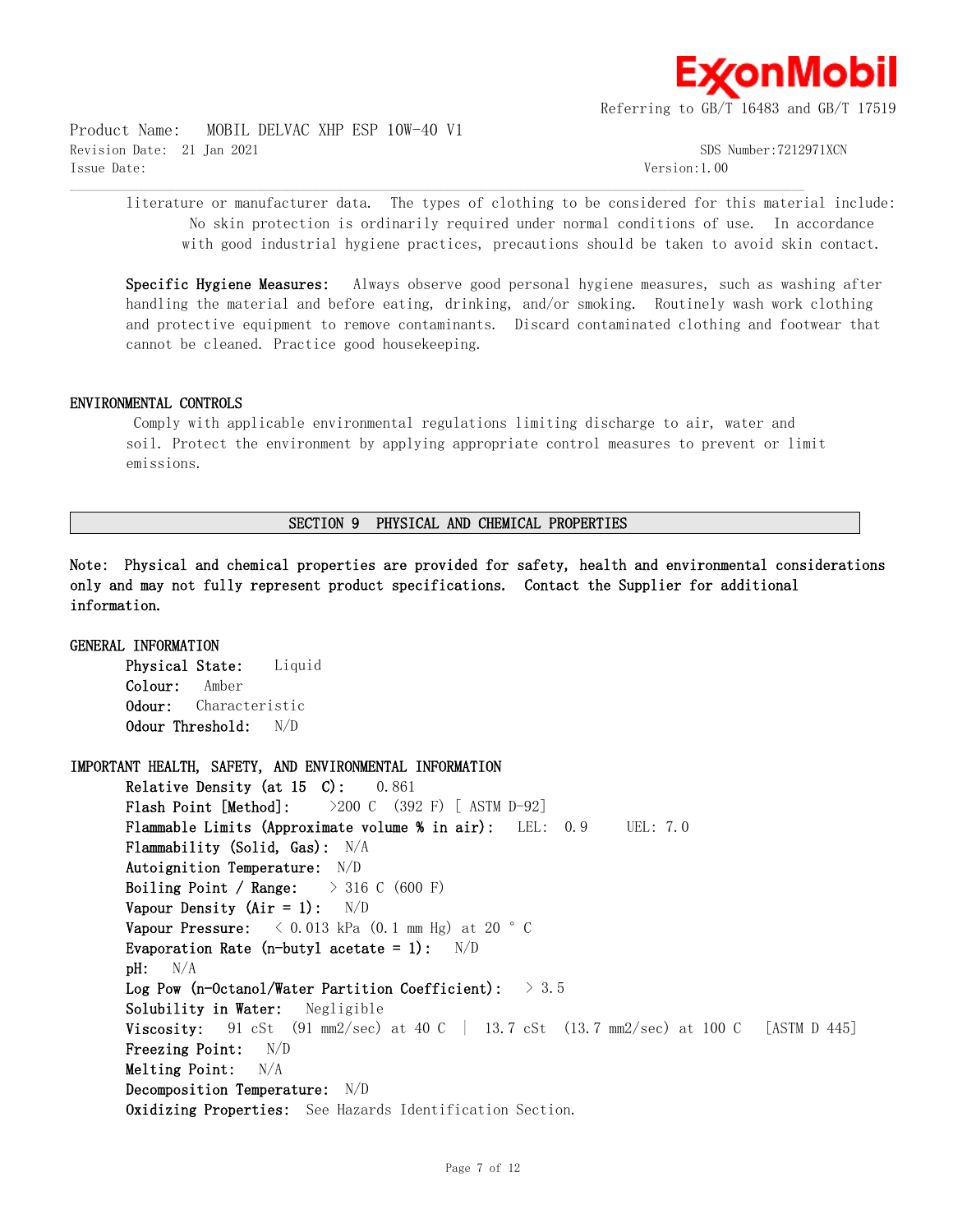literature or manufacturer data. The types of clothing to be considered for this material include:
No skin protection is ordinarily required under normal conditions of use. In accordance with good industrial hygiene practices, precautions should be taken to avoid skin contact.

**Specific Hygiene Measures:** Always observe good personal hygiene measures, such as washing after handling the material and before eating, drinking, and/or smoking. Routinely wash work clothing and protective equipment to remove contaminants. Discard contaminated clothing and footwear that cannot be cleaned. Practice good housekeeping.

### ENVIRONMENTAL CONTROLS

Comply with applicable environmental regulations limiting discharge to air, water and soil. Protect the environment by applying appropriate control measures to prevent or limit emissions.

## SECTION 9 PHYSICAL AND CHEMICAL PROPERTIES

**Note: Physical and chemical properties are provided for safety, health and environmental considerations only and may not fully represent product specifications. Contact the Supplier for additional information.**

### GENERAL INFORMATION

**Physical State:** Liquid
**Colour:** Amber
**Odour:** Characteristic
**Odour Threshold:** N/D

### IMPORTANT HEALTH, SAFETY, AND ENVIRONMENTAL INFORMATION

**Relative Density (at 15 C):** 0.861
**Flash Point [Method]:** >200 C (392 F) [ ASTM D-92]
**Flammable Limits (Approximate volume % in air):** LEL: 0.9 UEL: 7.0
**Flammability (Solid, Gas):** N/A
**Autoignition Temperature:** N/D
**Boiling Point / Range:** > 316 C (600 F)
**Vapour Density (Air = 1):** N/D
**Vapour Pressure:** < 0.013 kPa (0.1 mm Hg) at 20 °C
**Evaporation Rate (n-butyl acetate = 1):** N/D
**pH:** N/A
**Log Pow (n-Octanol/Water Partition Coefficient):** > 3.5
**Solubility in Water:** Negligible
**Viscosity:** 91 cSt (91 mm2/sec) at 40 C | 13.7 cSt (13.7 mm2/sec) at 100 C [ASTM D 445]
**Freezing Point:** N/D
**Melting Point:** N/A
**Decomposition Temperature:** N/D
**Oxidizing Properties:** See Hazards Identification Section.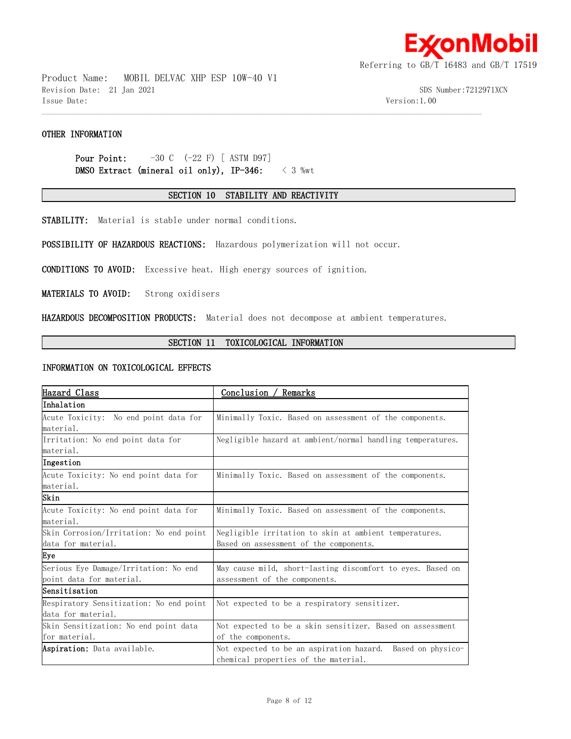### OTHER INFORMATION

**Pour Point:** -30 C (-22 F) [ ASTM D97]
**DMSO Extract (mineral oil only), IP-346:** < 3 %wt

## SECTION 10 STABILITY AND REACTIVITY

**STABILITY:** Material is stable under normal conditions.

**POSSIBILITY OF HAZARDOUS REACTIONS:** Hazardous polymerization will not occur.

**CONDITIONS TO AVOID:** Excessive heat. High energy sources of ignition.

**MATERIALS TO AVOID:** Strong oxidisers

**HAZARDOUS DECOMPOSITION PRODUCTS:** Material does not decompose at ambient temperatures.

## SECTION 11 TOXICOLOGICAL INFORMATION

### INFORMATION ON TOXICOLOGICAL EFFECTS

| Hazard Class | Conclusion / Remarks |
|---|---|
| **Inhalation** | |
| Acute Toxicity: No end point data for material. | Minimally Toxic. Based on assessment of the components. |
| Irritation: No end point data for material. | Negligible hazard at ambient/normal handling temperatures. |
| **Ingestion** | |
| Acute Toxicity: No end point data for material. | Minimally Toxic. Based on assessment of the components. |
| **Skin** | |
| Acute Toxicity: No end point data for material. | Minimally Toxic. Based on assessment of the components. |
| Skin Corrosion/Irritation: No end point data for material. | Negligible irritation to skin at ambient temperatures. Based on assessment of the components. |
| **Eye** | |
| Serious Eye Damage/Irritation: No end point data for material. | May cause mild, short-lasting discomfort to eyes. Based on assessment of the components. |
| **Sensitisation** | |
| Respiratory Sensitization: No end point data for material. | Not expected to be a respiratory sensitizer. |
| Skin Sensitization: No end point data for material. | Not expected to be a skin sensitizer. Based on assessment of the components. |
| **Aspiration:** Data available. | Not expected to be an aspiration hazard. Based on physico-chemical properties of the material. |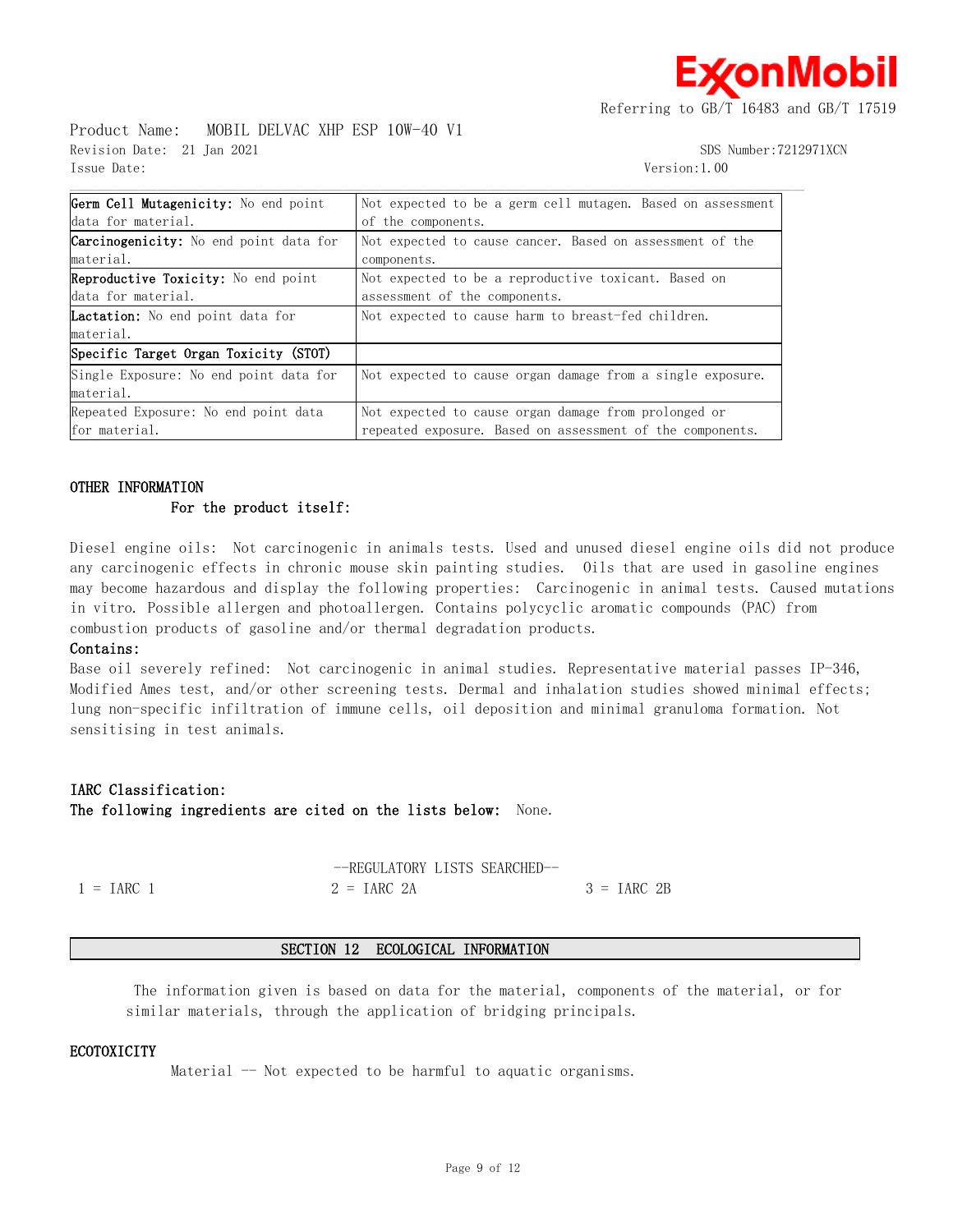| | |
|---|---|
| **Germ Cell Mutagenicity:** No end point data for material. | Not expected to be a germ cell mutagen. Based on assessment of the components. |
| **Carcinogenicity:** No end point data for material. | Not expected to cause cancer. Based on assessment of the components. |
| **Reproductive Toxicity:** No end point data for material. | Not expected to be a reproductive toxicant. Based on assessment of the components. |
| **Lactation:** No end point data for material. | Not expected to cause harm to breast-fed children. |
| **Specific Target Organ Toxicity (STOT)** | |
| Single Exposure: No end point data for material. | Not expected to cause organ damage from a single exposure. |
| Repeated Exposure: No end point data for material. | Not expected to cause organ damage from prolonged or repeated exposure. Based on assessment of the components. |

**OTHER INFORMATION**

**For the product itself:**

Diesel engine oils: Not carcinogenic in animals tests. Used and unused diesel engine oils did not produce any carcinogenic effects in chronic mouse skin painting studies. Oils that are used in gasoline engines may become hazardous and display the following properties: Carcinogenic in animal tests. Caused mutations in vitro. Possible allergen and photoallergen. Contains polycyclic aromatic compounds (PAC) from combustion products of gasoline and/or thermal degradation products.

**Contains:**

Base oil severely refined: Not carcinogenic in animal studies. Representative material passes IP-346, Modified Ames test, and/or other screening tests. Dermal and inhalation studies showed minimal effects; lung non-specific infiltration of immune cells, oil deposition and minimal granuloma formation. Not sensitising in test animals.

**IARC Classification:**

**The following ingredients are cited on the lists below:** None.

--REGULATORY LISTS SEARCHED--

1 = IARC 1 &nbsp;&nbsp;&nbsp; 2 = IARC 2A &nbsp;&nbsp;&nbsp; 3 = IARC 2B

## SECTION 12 ECOLOGICAL INFORMATION

The information given is based on data for the material, components of the material, or for similar materials, through the application of bridging principals.

**ECOTOXICITY**

Material -- Not expected to be harmful to aquatic organisms.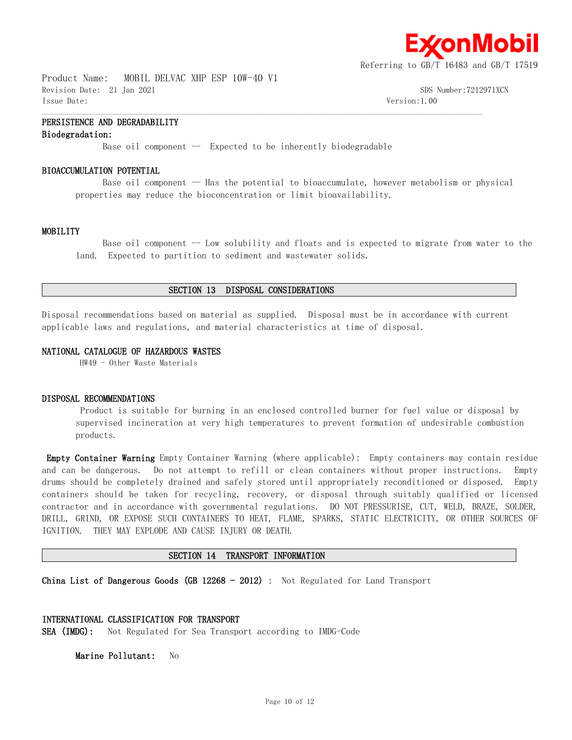### PERSISTENCE AND DEGRADABILITY

**Biodegradation:**

Base oil component -- Expected to be inherently biodegradable

### BIOACCUMULATION POTENTIAL

Base oil component -- Has the potential to bioaccumulate, however metabolism or physical properties may reduce the bioconcentration or limit bioavailability.

### MOBILITY

Base oil component -- Low solubility and floats and is expected to migrate from water to the land. Expected to partition to sediment and wastewater solids.

## SECTION 13 DISPOSAL CONSIDERATIONS

Disposal recommendations based on material as supplied. Disposal must be in accordance with current applicable laws and regulations, and material characteristics at time of disposal.

### NATIONAL CATALOGUE OF HAZARDOUS WASTES

HW49 - Other Waste Materials

### DISPOSAL RECOMMENDATIONS

Product is suitable for burning in an enclosed controlled burner for fuel value or disposal by supervised incineration at very high temperatures to prevent formation of undesirable combustion products.

**Empty Container Warning** Empty Container Warning (where applicable): Empty containers may contain residue and can be dangerous. Do not attempt to refill or clean containers without proper instructions. Empty drums should be completely drained and safely stored until appropriately reconditioned or disposed. Empty containers should be taken for recycling, recovery, or disposal through suitably qualified or licensed contractor and in accordance with governmental regulations. DO NOT PRESSURISE, CUT, WELD, BRAZE, SOLDER, DRILL, GRIND, OR EXPOSE SUCH CONTAINERS TO HEAT, FLAME, SPARKS, STATIC ELECTRICITY, OR OTHER SOURCES OF IGNITION. THEY MAY EXPLODE AND CAUSE INJURY OR DEATH.

## SECTION 14 TRANSPORT INFORMATION

**China List of Dangerous Goods (GB 12268 - 2012)** : Not Regulated for Land Transport

### INTERNATIONAL CLASSIFICATION FOR TRANSPORT

**SEA (IMDG):** Not Regulated for Sea Transport according to IMDG-Code

**Marine Pollutant:** No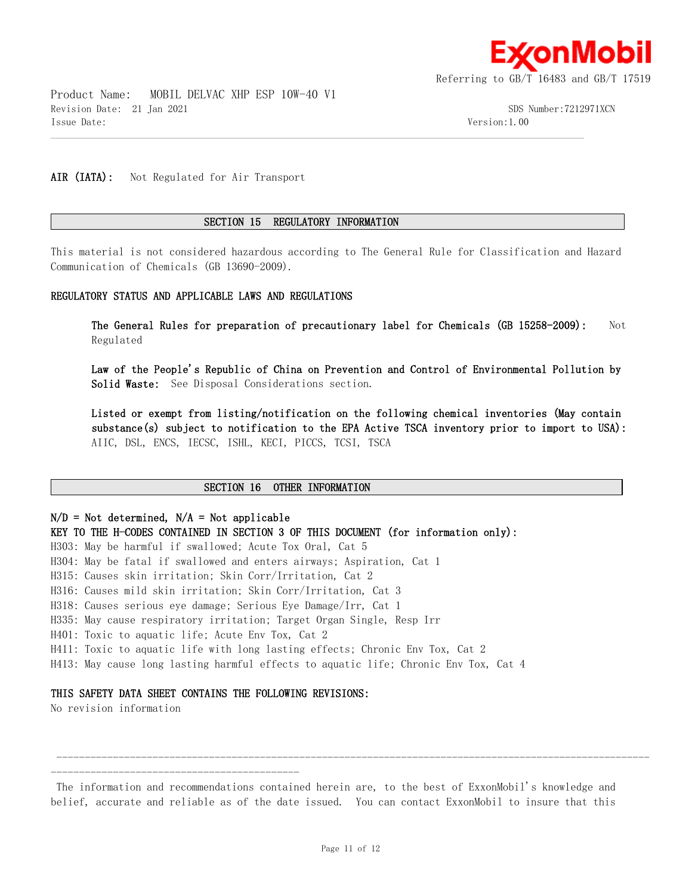**AIR (IATA):** Not Regulated for Air Transport

## SECTION 15 REGULATORY INFORMATION

This material is not considered hazardous according to The General Rule for Classification and Hazard Communication of Chemicals (GB 13690-2009).

**REGULATORY STATUS AND APPLICABLE LAWS AND REGULATIONS**

**The General Rules for preparation of precautionary label for Chemicals (GB 15258-2009):** Not Regulated

**Law of the People's Republic of China on Prevention and Control of Environmental Pollution by Solid Waste:** See Disposal Considerations section.

**Listed or exempt from listing/notification on the following chemical inventories (May contain substance(s) subject to notification to the EPA Active TSCA inventory prior to import to USA):** AIIC, DSL, ENCS, IECSC, ISHL, KECI, PICCS, TCSI, TSCA

## SECTION 16 OTHER INFORMATION

**N/D = Not determined, N/A = Not applicable**
**KEY TO THE H-CODES CONTAINED IN SECTION 3 OF THIS DOCUMENT (for information only):**
H303: May be harmful if swallowed; Acute Tox Oral, Cat 5
H304: May be fatal if swallowed and enters airways; Aspiration, Cat 1
H315: Causes skin irritation; Skin Corr/Irritation, Cat 2
H316: Causes mild skin irritation; Skin Corr/Irritation, Cat 3
H318: Causes serious eye damage; Serious Eye Damage/Irr, Cat 1
H335: May cause respiratory irritation; Target Organ Single, Resp Irr
H401: Toxic to aquatic life; Acute Env Tox, Cat 2
H411: Toxic to aquatic life with long lasting effects; Chronic Env Tox, Cat 2
H413: May cause long lasting harmful effects to aquatic life; Chronic Env Tox, Cat 4

**THIS SAFETY DATA SHEET CONTAINS THE FOLLOWING REVISIONS:**
No revision information

---

The information and recommendations contained herein are, to the best of ExxonMobil's knowledge and belief, accurate and reliable as of the date issued. You can contact ExxonMobil to insure that this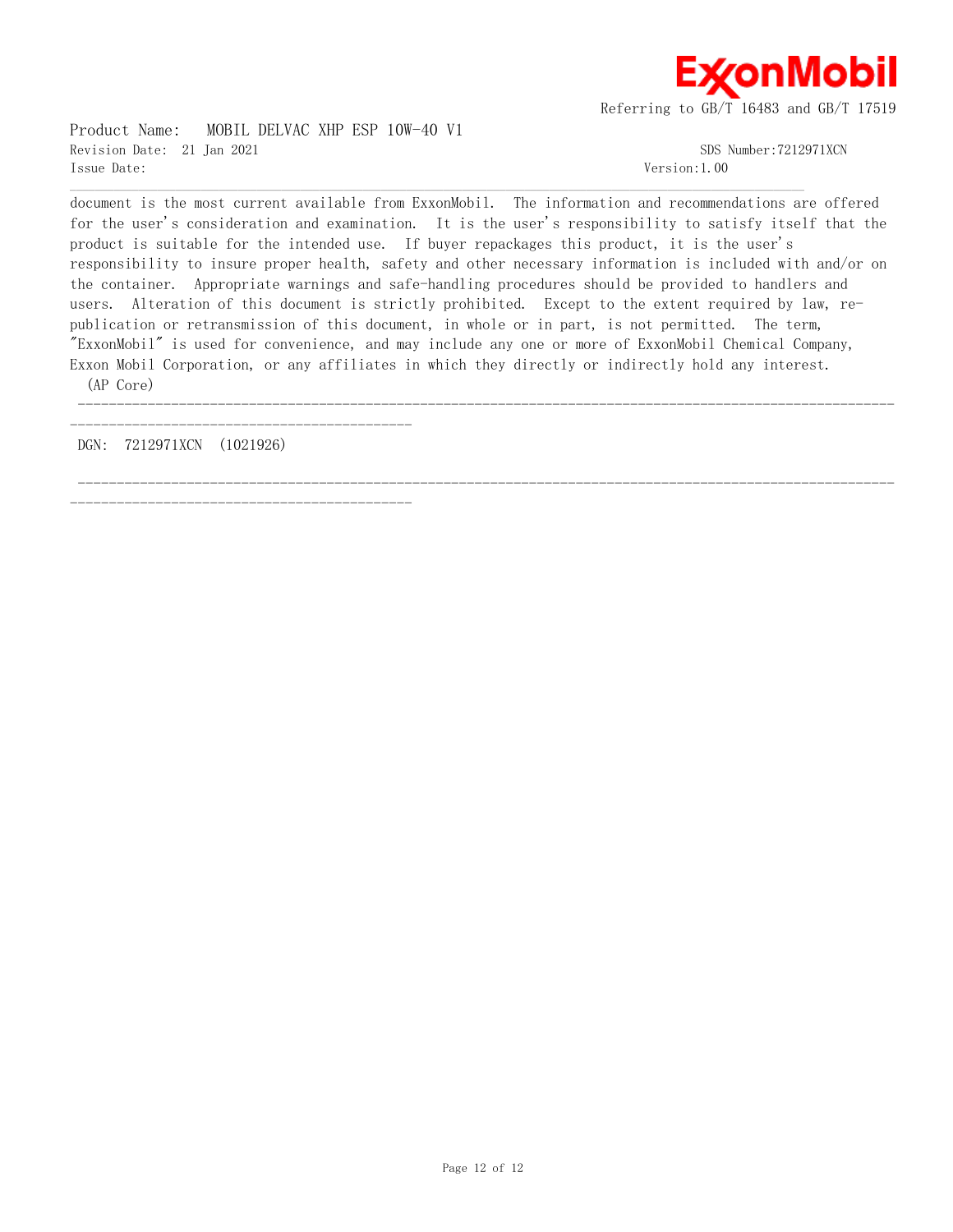document is the most current available from ExxonMobil. The information and recommendations are offered for the user's consideration and examination. It is the user's responsibility to satisfy itself that the product is suitable for the intended use. If buyer repackages this product, it is the user's responsibility to insure proper health, safety and other necessary information is included with and/or on the container. Appropriate warnings and safe-handling procedures should be provided to handlers and users. Alteration of this document is strictly prohibited. Except to the extent required by law, re-publication or retransmission of this document, in whole or in part, is not permitted. The term, "ExxonMobil" is used for convenience, and may include any one or more of ExxonMobil Chemical Company, Exxon Mobil Corporation, or any affiliates in which they directly or indirectly hold any interest.
(AP Core)

---

DGN: 7212971XCN (1021926)

---